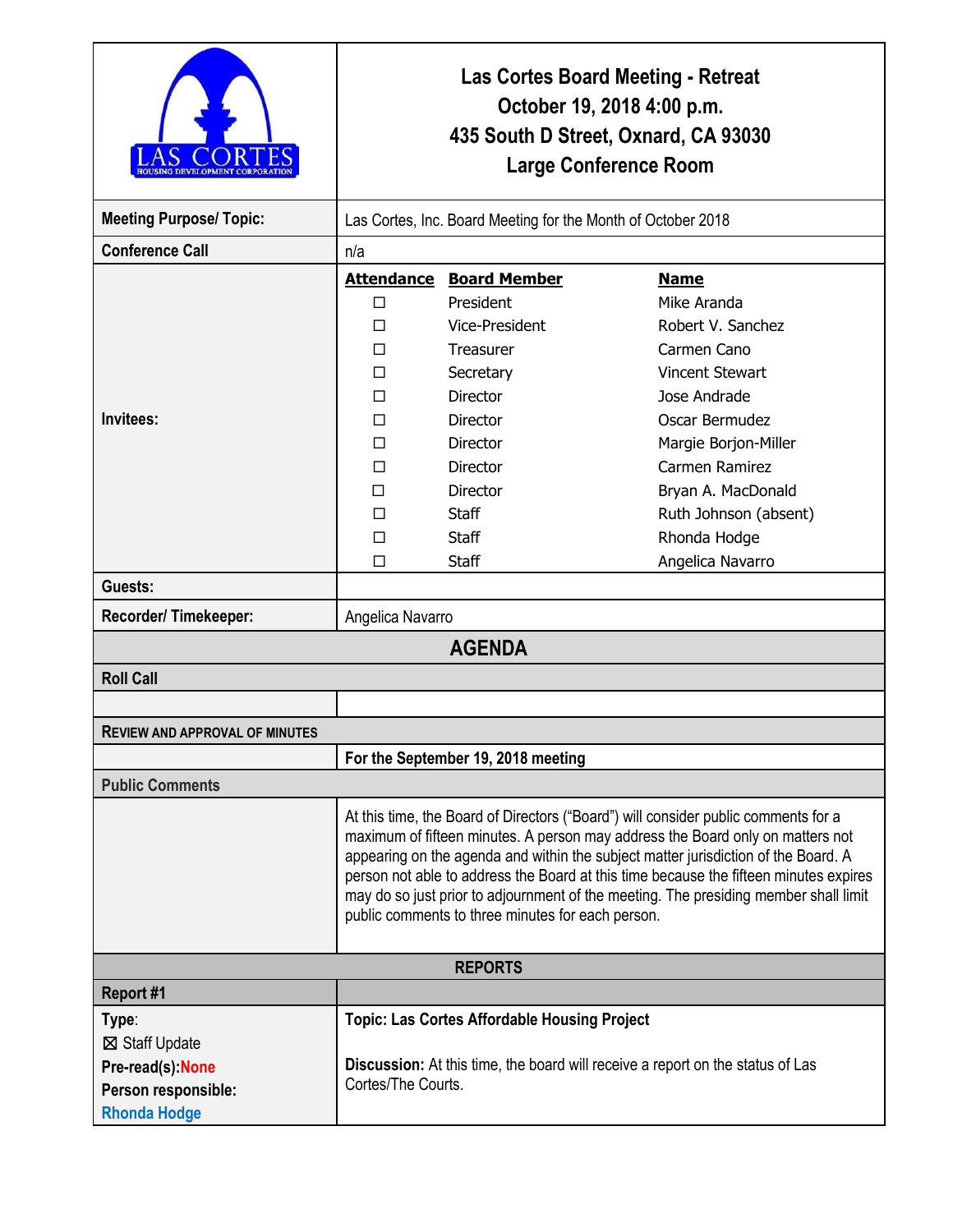# Las Cortes Board Meeting - Retreat
## October 19, 2018 4:00 p.m.
## 435 South D Street, Oxnard, CA 93030
## Large Conference Room

LAS CORTES HOUSING DEVELOPMENT CORPORATION

| | |
|---|---|
| **Meeting Purpose/ Topic:** | Las Cortes, Inc. Board Meeting for the Month of October 2018 |
| **Conference Call** | n/a |

**Invitees:**

| Attendance | Board Member | Name |
|---|---|---|
| ☐ | President | Mike Aranda |
| ☐ | Vice-President | Robert V. Sanchez |
| ☐ | Treasurer | Carmen Cano |
| ☐ | Secretary | Vincent Stewart |
| ☐ | Director | Jose Andrade |
| ☐ | Director | Oscar Bermudez |
| ☐ | Director | Margie Borjon-Miller |
| ☐ | Director | Carmen Ramirez |
| ☐ | Director | Bryan A. MacDonald |
| ☐ | Staff | Ruth Johnson (absent) |
| ☐ | Staff | Rhonda Hodge |
| ☐ | Staff | Angelica Navarro |

| | |
|---|---|
| **Guests:** | |
| **Recorder/ Timekeeper:** | Angelica Navarro |

## AGENDA

### Roll Call

### REVIEW AND APPROVAL OF MINUTES

**For the September 19, 2018 meeting**

### Public Comments

At this time, the Board of Directors ("Board") will consider public comments for a maximum of fifteen minutes. A person may address the Board only on matters not appearing on the agenda and within the subject matter jurisdiction of the Board. A person not able to address the Board at this time because the fifteen minutes expires may do so just prior to adjournment of the meeting. The presiding member shall limit public comments to three minutes for each person.

## REPORTS

### Report #1

| | |
|---|---|
| **Type**:<br>☒ Staff Update<br>**Pre-read(s):** None<br>**Person responsible:**<br>Rhonda Hodge | **Topic: Las Cortes Affordable Housing Project**<br><br>**Discussion:** At this time, the board will receive a report on the status of Las Cortes/The Courts. |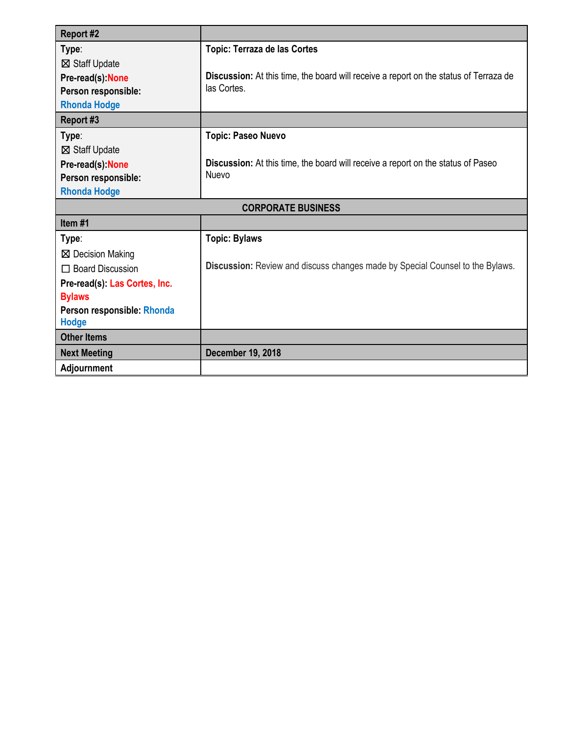| | |
|---|---|
| **Report #2** | |
| **Type**:<br>☒ Staff Update<br>**Pre-read(s):None**<br>**Person responsible:**<br>**Rhonda Hodge** | **Topic: Terraza de las Cortes**<br><br>**Discussion:** At this time, the board will receive a report on the status of Terraza de las Cortes. |
| **Report #3** | |
| **Type**:<br>☒ Staff Update<br>**Pre-read(s):None**<br>**Person responsible:**<br>**Rhonda Hodge** | **Topic: Paseo Nuevo**<br><br>**Discussion:** At this time, the board will receive a report on the status of Paseo Nuevo |
| **CORPORATE BUSINESS** | |
| **Item #1** | |
| **Type**:<br>☒ Decision Making<br>☐ Board Discussion<br>**Pre-read(s): Las Cortes, Inc. Bylaws**<br>**Person responsible: Rhonda Hodge** | **Topic: Bylaws**<br><br>**Discussion:** Review and discuss changes made by Special Counsel to the Bylaws. |
| **Other Items** | |
| **Next Meeting** | **December 19, 2018** |
| **Adjournment** | |